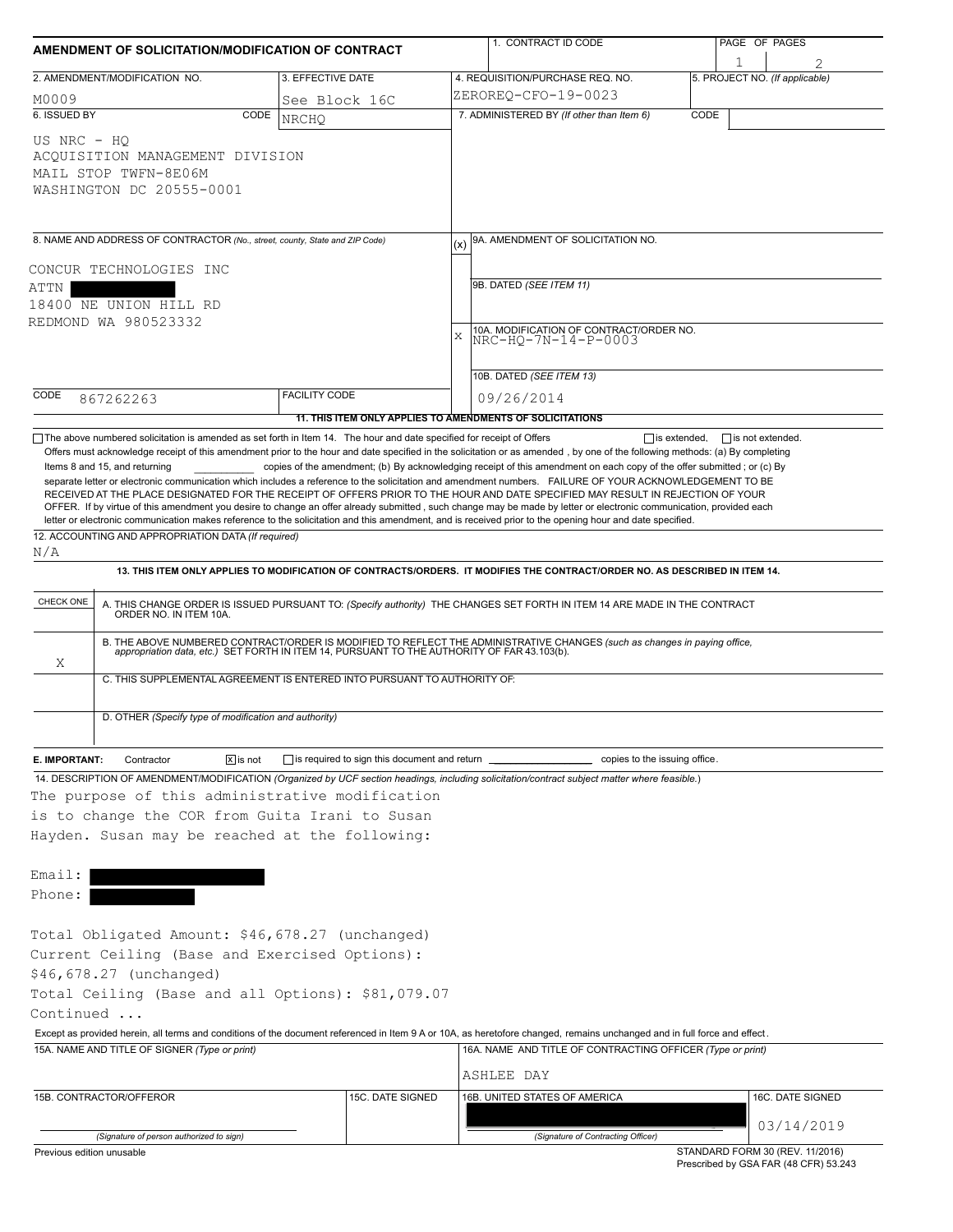# AMENDMENT OF SOLICITATION/MODIFICATION OF CONTRACT

| 1. CONTRACT ID CODE | PAGE OF PAGES |
|---|---|
| | 1 / 2 |

| 2. AMENDMENT/MODIFICATION NO. | 3. EFFECTIVE DATE | 4. REQUISITION/PURCHASE REQ. NO. | 5. PROJECT NO. (If applicable) |
|---|---|---|---|
| M0009 | See Block 16C | ZEROREQ-CFO-19-0023 | |

| 6. ISSUED BY CODE NRCHQ | 7. ADMINISTERED BY (If other than Item 6) CODE |
|---|---|
| US NRC - HQ<br>ACQUISITION MANAGEMENT DIVISION<br>MAIL STOP TWFN-8E06M<br>WASHINGTON DC 20555-0001 | |

**8. NAME AND ADDRESS OF CONTRACTOR** (No., street, county, State and ZIP Code)

CONCUR TECHNOLOGIES INC
ATTN [REDACTED]
18400 NE UNION HILL RD
REDMOND WA 980523332

CODE 867262263 FACILITY CODE

(x) 9A. AMENDMENT OF SOLICITATION NO.

9B. DATED (SEE ITEM 11)

X 10A. MODIFICATION OF CONTRACT/ORDER NO. NRC-HQ-7N-14-P-0003

10B. DATED (SEE ITEM 13) 09/26/2014

**11. THIS ITEM ONLY APPLIES TO AMENDMENTS OF SOLICITATIONS**

☐ The above numbered solicitation is amended as set forth in Item 14. The hour and date specified for receipt of Offers ☐ is extended, ☐ is not extended.
Offers must acknowledge receipt of this amendment prior to the hour and date specified in the solicitation or as amended, by one of the following methods: (a) By completing Items 8 and 15, and returning ________ copies of the amendment; (b) By acknowledging receipt of this amendment on each copy of the offer submitted ; or (c) By separate letter or electronic communication which includes a reference to the solicitation and amendment numbers. FAILURE OF YOUR ACKNOWLEDGEMENT TO BE RECEIVED AT THE PLACE DESIGNATED FOR THE RECEIPT OF OFFERS PRIOR TO THE HOUR AND DATE SPECIFIED MAY RESULT IN REJECTION OF YOUR OFFER. If by virtue of this amendment you desire to change an offer already submitted , such change may be made by letter or electronic communication, provided each letter or electronic communication makes reference to the solicitation and this amendment, and is received prior to the opening hour and date specified.

12. ACCOUNTING AND APPROPRIATION DATA (If required)
N/A

**13. THIS ITEM ONLY APPLIES TO MODIFICATION OF CONTRACTS/ORDERS. IT MODIFIES THE CONTRACT/ORDER NO. AS DESCRIBED IN ITEM 14.**

| CHECK ONE | |
|---|---|
| | A. THIS CHANGE ORDER IS ISSUED PURSUANT TO: (Specify authority) THE CHANGES SET FORTH IN ITEM 14 ARE MADE IN THE CONTRACT ORDER NO. IN ITEM 10A. |
| X | B. THE ABOVE NUMBERED CONTRACT/ORDER IS MODIFIED TO REFLECT THE ADMINISTRATIVE CHANGES (such as changes in paying office, appropriation data, etc.) SET FORTH IN ITEM 14, PURSUANT TO THE AUTHORITY OF FAR 43.103(b). |
| | C. THIS SUPPLEMENTAL AGREEMENT IS ENTERED INTO PURSUANT TO AUTHORITY OF: |
| | D. OTHER (Specify type of modification and authority) |

**E. IMPORTANT:** Contractor ☒ is not ☐ is required to sign this document and return ________ copies to the issuing office.

14. DESCRIPTION OF AMENDMENT/MODIFICATION (Organized by UCF section headings, including solicitation/contract subject matter where feasible.)

The purpose of this administrative modification is to change the COR from Guita Irani to Susan Hayden. Susan may be reached at the following:

Email: [REDACTED]
Phone: [REDACTED]

Total Obligated Amount: $46,678.27 (unchanged)
Current Ceiling (Base and Exercised Options): $46,678.27 (unchanged)
Total Ceiling (Base and all Options): $81,079.07
Continued ...

Except as provided herein, all terms and conditions of the document referenced in Item 9 A or 10A, as heretofore changed, remains unchanged and in full force and effect.

| 15A. NAME AND TITLE OF SIGNER (Type or print) | | 16A. NAME AND TITLE OF CONTRACTING OFFICER (Type or print) | |
|---|---|---|---|
| | | ASHLEE DAY | |
| 15B. CONTRACTOR/OFFEROR | 15C. DATE SIGNED | 16B. UNITED STATES OF AMERICA | 16C. DATE SIGNED |
| (Signature of person authorized to sign) | | [REDACTED]<br>(Signature of Contracting Officer) | 03/14/2019 |

Previous edition unusable

STANDARD FORM 30 (REV. 11/2016)
Prescribed by GSA FAR (48 CFR) 53.243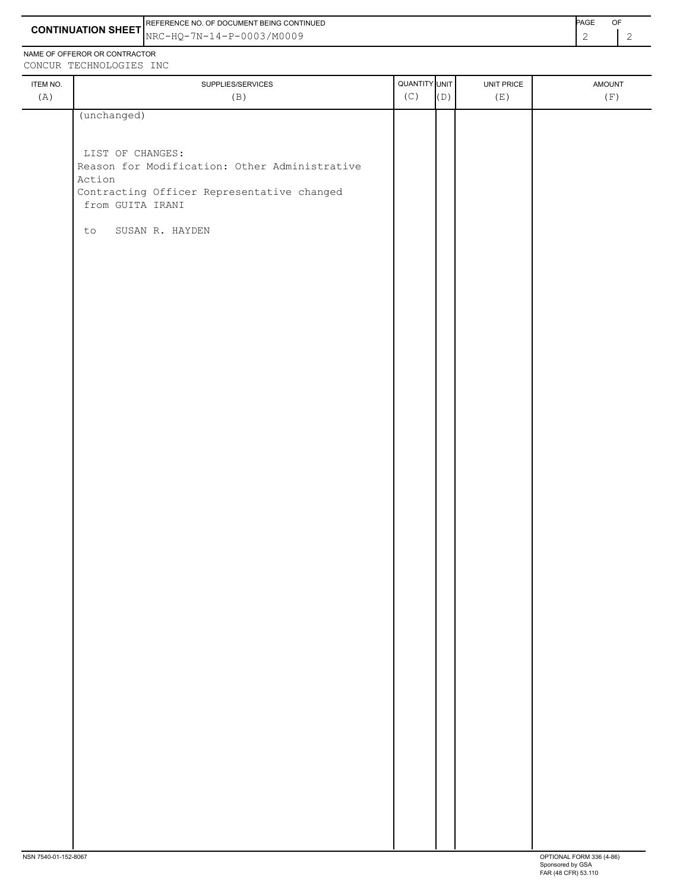**CONTINUATION SHEET**

REFERENCE NO. OF DOCUMENT BEING CONTINUED
NRC-HQ-7N-14-P-0003/M0009

NAME OF OFFEROR OR CONTRACTOR
CONCUR TECHNOLOGIES INC

| ITEM NO. (A) | SUPPLIES/SERVICES (B) | QUANTITY (C) | UNIT (D) | UNIT PRICE (E) | AMOUNT (F) |
|---|---|---|---|---|---|
| | (unchanged)<br><br>LIST OF CHANGES:<br>Reason for Modification: Other Administrative Action<br>Contracting Officer Representative changed from GUITA IRANI<br><br>to SUSAN R. HAYDEN | | | | |

NSN 7540-01-152-8067

OPTIONAL FORM 336 (4-86)
Sponsored by GSA
FAR (48 CFR) 53.110